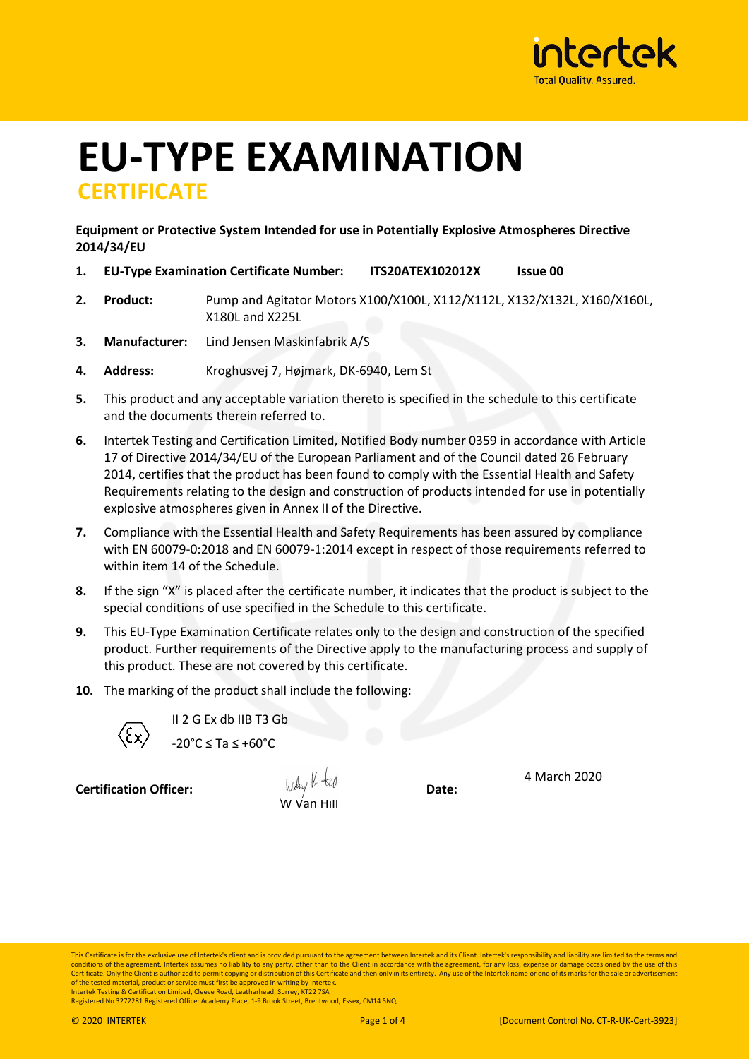# EU-TYPE EXAMINATION

## CERTIFICATE

**Equipment or Protective System Intended for use in Potentially Explosive Atmospheres Directive 2014/34/EU**

1. **EU-Type Examination Certificate Number:** **ITS20ATEX102012X** **Issue 00**

2. **Product:** Pump and Agitator Motors X100/X100L, X112/X112L, X132/X132L, X160/X160L, X180L and X225L

3. **Manufacturer:** Lind Jensen Maskinfabrik A/S

4. **Address:** Kroghusvej 7, Højmark, DK-6940, Lem St

5. This product and any acceptable variation thereto is specified in the schedule to this certificate and the documents therein referred to.

6. Intertek Testing and Certification Limited, Notified Body number 0359 in accordance with Article 17 of Directive 2014/34/EU of the European Parliament and of the Council dated 26 February 2014, certifies that the product has been found to comply with the Essential Health and Safety Requirements relating to the design and construction of products intended for use in potentially explosive atmospheres given in Annex II of the Directive.

7. Compliance with the Essential Health and Safety Requirements has been assured by compliance with EN 60079-0:2018 and EN 60079-1:2014 except in respect of those requirements referred to within item 14 of the Schedule.

8. If the sign "X" is placed after the certificate number, it indicates that the product is subject to the special conditions of use specified in the Schedule to this certificate.

9. This EU-Type Examination Certificate relates only to the design and construction of the specified product. Further requirements of the Directive apply to the manufacturing process and supply of this product. These are not covered by this certificate.

10. The marking of the product shall include the following:

Ex II 2 G Ex db IIB T3 Gb

-20°C ≤ Ta ≤ +60°C

**Certification Officer:** W Van Hill **Date:** 4 March 2020

This Certificate is for the exclusive use of Intertek's client and is provided pursuant to the agreement between Intertek and its Client. Intertek's responsibility and liability are limited to the terms and conditions of the agreement. Intertek assumes no liability to any party, other than to the Client in accordance with the agreement, for any loss, expense or damage occasioned by the use of this Certificate. Only the Client is authorized to permit copying or distribution of this Certificate and then only in its entirety. Any use of the Intertek name or one of its marks for the sale or advertisement of the tested material, product or service must first be approved in writing by Intertek.
Intertek Testing & Certification Limited, Cleeve Road, Leatherhead, Surrey, KT22 7SA
Registered No 3272281 Registered Office: Academy Place, 1-9 Brook Street, Brentwood, Essex, CM14 5NQ.

© 2020 INTERTEK [Document Control No. CT-R-UK-Cert-3923]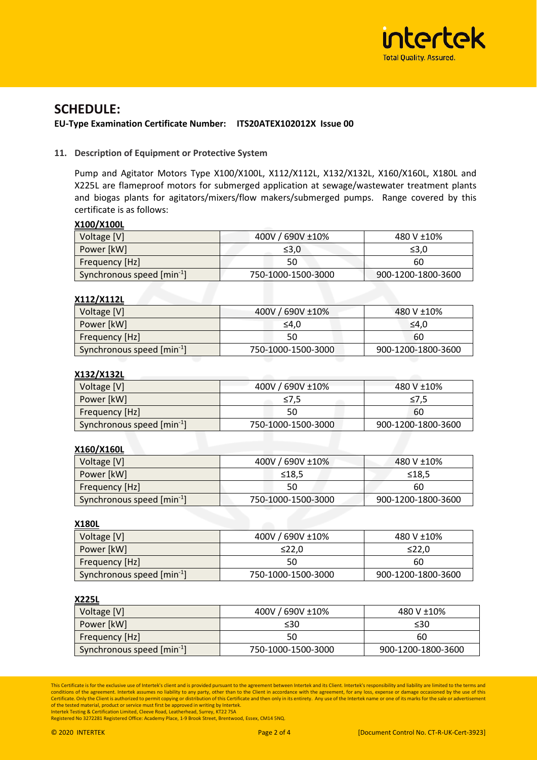# SCHEDULE:

**EU-Type Examination Certificate Number: ITS20ATEX102012X Issue 00**

**11. Description of Equipment or Protective System**

Pump and Agitator Motors Type X100/X100L, X112/X112L, X132/X132L, X160/X160L, X180L and X225L are flameproof motors for submerged application at sewage/wastewater treatment plants and biogas plants for agitators/mixers/flow makers/submerged pumps. Range covered by this certificate is as follows:

**X100/X100L**

| Voltage [V] | 400V / 690V ±10% | 480 V ±10% |
|---|---|---|
| Power [kW] | ≤3,0 | ≤3,0 |
| Frequency [Hz] | 50 | 60 |
| Synchronous speed [$min^{-1}$] | 750-1000-1500-3000 | 900-1200-1800-3600 |

**X112/X112L**

| Voltage [V] | 400V / 690V ±10% | 480 V ±10% |
|---|---|---|
| Power [kW] | ≤4,0 | ≤4,0 |
| Frequency [Hz] | 50 | 60 |
| Synchronous speed [$min^{-1}$] | 750-1000-1500-3000 | 900-1200-1800-3600 |

**X132/X132L**

| Voltage [V] | 400V / 690V ±10% | 480 V ±10% |
|---|---|---|
| Power [kW] | ≤7,5 | ≤7,5 |
| Frequency [Hz] | 50 | 60 |
| Synchronous speed [$min^{-1}$] | 750-1000-1500-3000 | 900-1200-1800-3600 |

**X160/X160L**

| Voltage [V] | 400V / 690V ±10% | 480 V ±10% |
|---|---|---|
| Power [kW] | ≤18,5 | ≤18,5 |
| Frequency [Hz] | 50 | 60 |
| Synchronous speed [$min^{-1}$] | 750-1000-1500-3000 | 900-1200-1800-3600 |

**X180L**

| Voltage [V] | 400V / 690V ±10% | 480 V ±10% |
|---|---|---|
| Power [kW] | ≤22,0 | ≤22,0 |
| Frequency [Hz] | 50 | 60 |
| Synchronous speed [$min^{-1}$] | 750-1000-1500-3000 | 900-1200-1800-3600 |

**X225L**

| Voltage [V] | 400V / 690V ±10% | 480 V ±10% |
|---|---|---|
| Power [kW] | ≤30 | ≤30 |
| Frequency [Hz] | 50 | 60 |
| Synchronous speed [$min^{-1}$] | 750-1000-1500-3000 | 900-1200-1800-3600 |

This Certificate is for the exclusive use of Intertek's client and is provided pursuant to the agreement between Intertek and its Client. Intertek's responsibility and liability are limited to the terms and conditions of the agreement. Intertek assumes no liability to any party, other than to the Client in accordance with the agreement, for any loss, expense or damage occasioned by the use of this Certificate. Only the Client is authorized to permit copying or distribution of this Certificate and then only in its entirety. Any use of the Intertek name or one of its marks for the sale or advertisement of the tested material, product or service must first be approved in writing by Intertek.
Intertek Testing & Certification Limited, Cleeve Road, Leatherhead, Surrey, KT22 7SA
Registered No 3272281 Registered Office: Academy Place, 1-9 Brook Street, Brentwood, Essex, CM14 5NQ.

© 2020 INTERTEK [Document Control No. CT-R-UK-Cert-3923]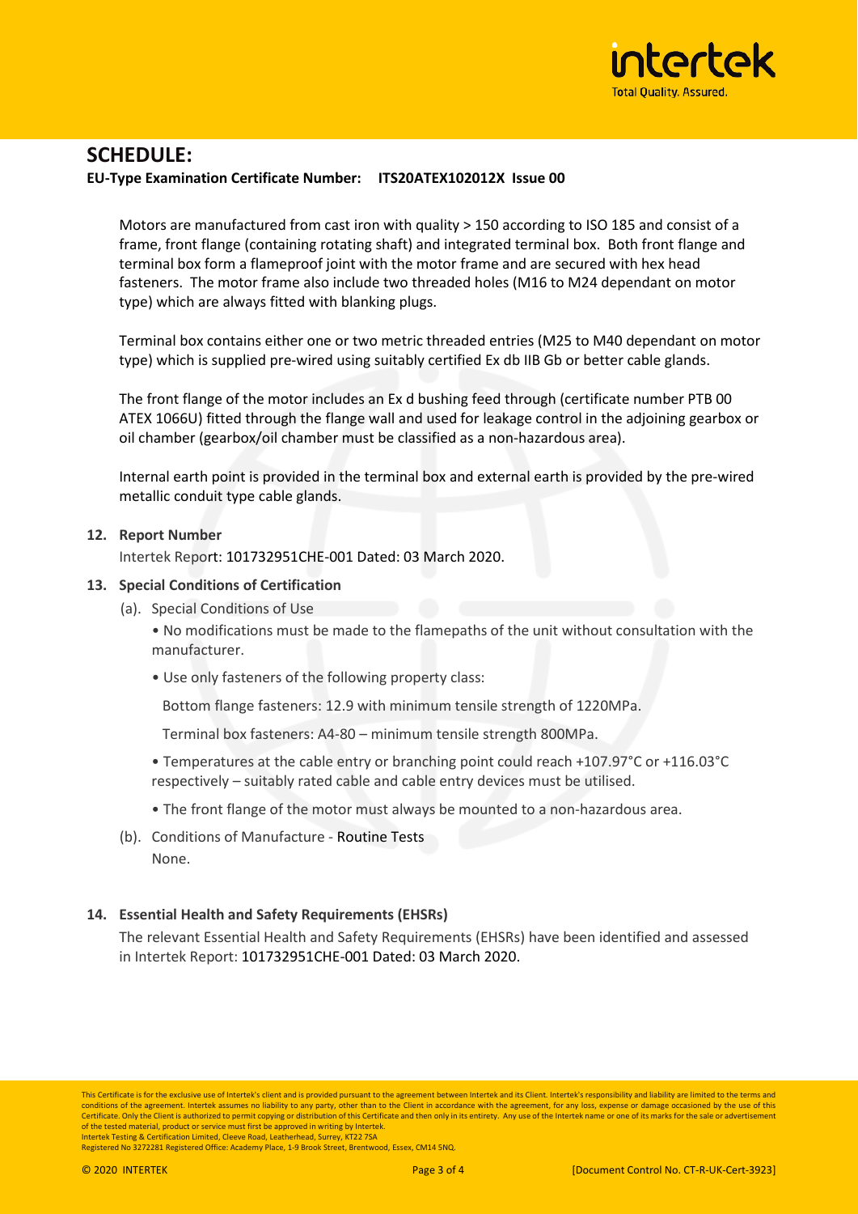# SCHEDULE:

**EU-Type Examination Certificate Number: ITS20ATEX102012X Issue 00**

Motors are manufactured from cast iron with quality > 150 according to ISO 185 and consist of a frame, front flange (containing rotating shaft) and integrated terminal box. Both front flange and terminal box form a flameproof joint with the motor frame and are secured with hex head fasteners. The motor frame also include two threaded holes (M16 to M24 dependant on motor type) which are always fitted with blanking plugs.

Terminal box contains either one or two metric threaded entries (M25 to M40 dependant on motor type) which is supplied pre-wired using suitably certified Ex db IIB Gb or better cable glands.

The front flange of the motor includes an Ex d bushing feed through (certificate number PTB 00 ATEX 1066U) fitted through the flange wall and used for leakage control in the adjoining gearbox or oil chamber (gearbox/oil chamber must be classified as a non-hazardous area).

Internal earth point is provided in the terminal box and external earth is provided by the pre-wired metallic conduit type cable glands.

**12. Report Number**

Intertek Report: 101732951CHE-001 Dated: 03 March 2020.

**13. Special Conditions of Certification**

(a). Special Conditions of Use

- No modifications must be made to the flamepaths of the unit without consultation with the manufacturer.
- Use only fasteners of the following property class:

  Bottom flange fasteners: 12.9 with minimum tensile strength of 1220MPa.

  Terminal box fasteners: A4-80 – minimum tensile strength 800MPa.

- Temperatures at the cable entry or branching point could reach +107.97°C or +116.03°C respectively – suitably rated cable and cable entry devices must be utilised.
- The front flange of the motor must always be mounted to a non-hazardous area.

(b). Conditions of Manufacture - Routine Tests

None.

**14. Essential Health and Safety Requirements (EHSRs)**

The relevant Essential Health and Safety Requirements (EHSRs) have been identified and assessed in Intertek Report: 101732951CHE-001 Dated: 03 March 2020.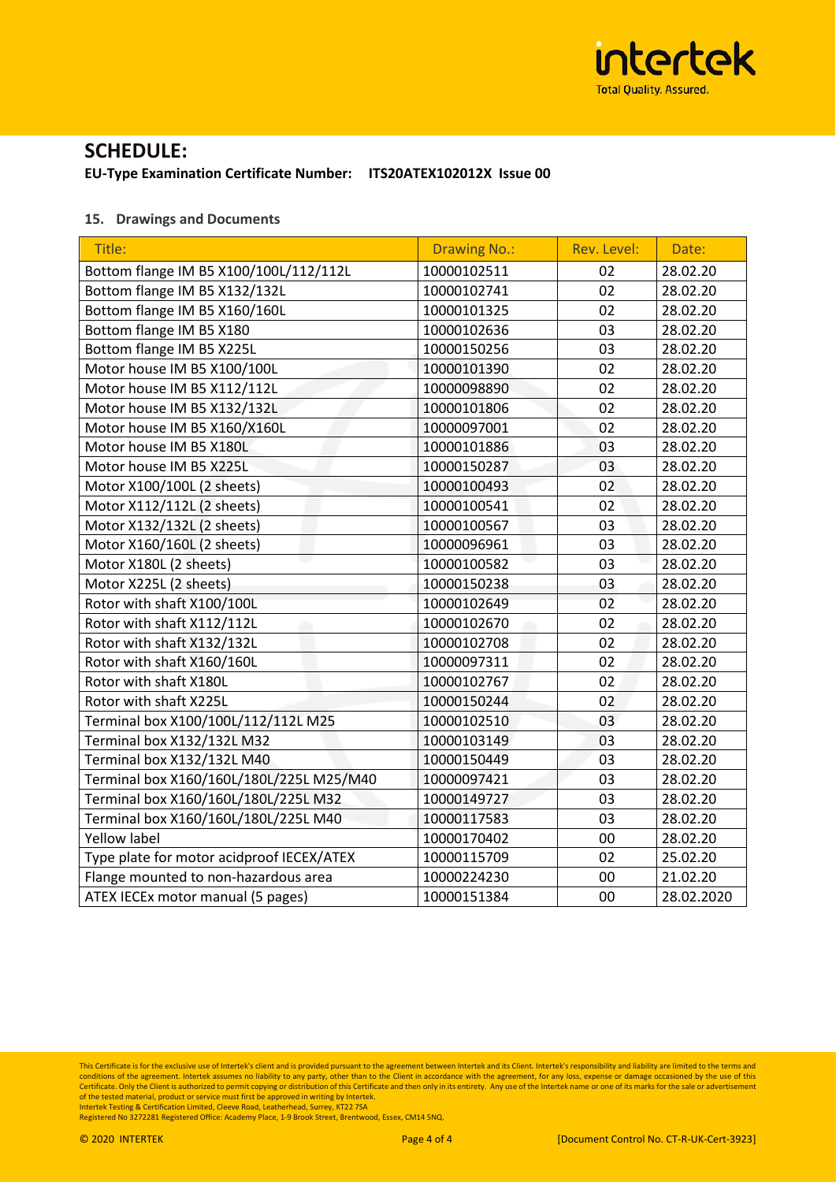# SCHEDULE:

**EU-Type Examination Certificate Number: ITS20ATEX102012X Issue 00**

### 15. Drawings and Documents

| Title: | Drawing No.: | Rev. Level: | Date: |
| --- | --- | --- | --- |
| Bottom flange IM B5 X100/100L/112/112L | 10000102511 | 02 | 28.02.20 |
| Bottom flange IM B5 X132/132L | 10000102741 | 02 | 28.02.20 |
| Bottom flange IM B5 X160/160L | 10000101325 | 02 | 28.02.20 |
| Bottom flange IM B5 X180 | 10000102636 | 03 | 28.02.20 |
| Bottom flange IM B5 X225L | 10000150256 | 03 | 28.02.20 |
| Motor house IM B5 X100/100L | 10000101390 | 02 | 28.02.20 |
| Motor house IM B5 X112/112L | 10000098890 | 02 | 28.02.20 |
| Motor house IM B5 X132/132L | 10000101806 | 02 | 28.02.20 |
| Motor house IM B5 X160/X160L | 10000097001 | 02 | 28.02.20 |
| Motor house IM B5 X180L | 10000101886 | 03 | 28.02.20 |
| Motor house IM B5 X225L | 10000150287 | 03 | 28.02.20 |
| Motor X100/100L (2 sheets) | 10000100493 | 02 | 28.02.20 |
| Motor X112/112L (2 sheets) | 10000100541 | 02 | 28.02.20 |
| Motor X132/132L (2 sheets) | 10000100567 | 03 | 28.02.20 |
| Motor X160/160L (2 sheets) | 10000096961 | 03 | 28.02.20 |
| Motor X180L (2 sheets) | 10000100582 | 03 | 28.02.20 |
| Motor X225L (2 sheets) | 10000150238 | 03 | 28.02.20 |
| Rotor with shaft X100/100L | 10000102649 | 02 | 28.02.20 |
| Rotor with shaft X112/112L | 10000102670 | 02 | 28.02.20 |
| Rotor with shaft X132/132L | 10000102708 | 02 | 28.02.20 |
| Rotor with shaft X160/160L | 10000097311 | 02 | 28.02.20 |
| Rotor with shaft X180L | 10000102767 | 02 | 28.02.20 |
| Rotor with shaft X225L | 10000150244 | 02 | 28.02.20 |
| Terminal box X100/100L/112/112L M25 | 10000102510 | 03 | 28.02.20 |
| Terminal box X132/132L M32 | 10000103149 | 03 | 28.02.20 |
| Terminal box X132/132L M40 | 10000150449 | 03 | 28.02.20 |
| Terminal box X160/160L/180L/225L M25/M40 | 10000097421 | 03 | 28.02.20 |
| Terminal box X160/160L/180L/225L M32 | 10000149727 | 03 | 28.02.20 |
| Terminal box X160/160L/180L/225L M40 | 10000117583 | 03 | 28.02.20 |
| Yellow label | 10000170402 | 00 | 28.02.20 |
| Type plate for motor acidproof IECEX/ATEX | 10000115709 | 02 | 25.02.20 |
| Flange mounted to non-hazardous area | 10000224230 | 00 | 21.02.20 |
| ATEX IECEx motor manual (5 pages) | 10000151384 | 00 | 28.02.2020 |

This Certificate is for the exclusive use of Intertek's client and is provided pursuant to the agreement between Intertek and its Client. Intertek's responsibility and liability are limited to the terms and conditions of the agreement. Intertek assumes no liability to any party, other than to the Client in accordance with the agreement, for any loss, expense or damage occasioned by the use of this Certificate. Only the Client is authorized to permit copying or distribution of this Certificate and then only in its entirety. Any use of the Intertek name or one of its marks for the sale or advertisement of the tested material, product or service must first be approved in writing by Intertek.
Intertek Testing & Certification Limited, Cleeve Road, Leatherhead, Surrey, KT22 7SA
Registered No 3272281 Registered Office: Academy Place, 1-9 Brook Street, Brentwood, Essex, CM14 5NQ.

© 2020 INTERTEK [Document Control No. CT-R-UK-Cert-3923]